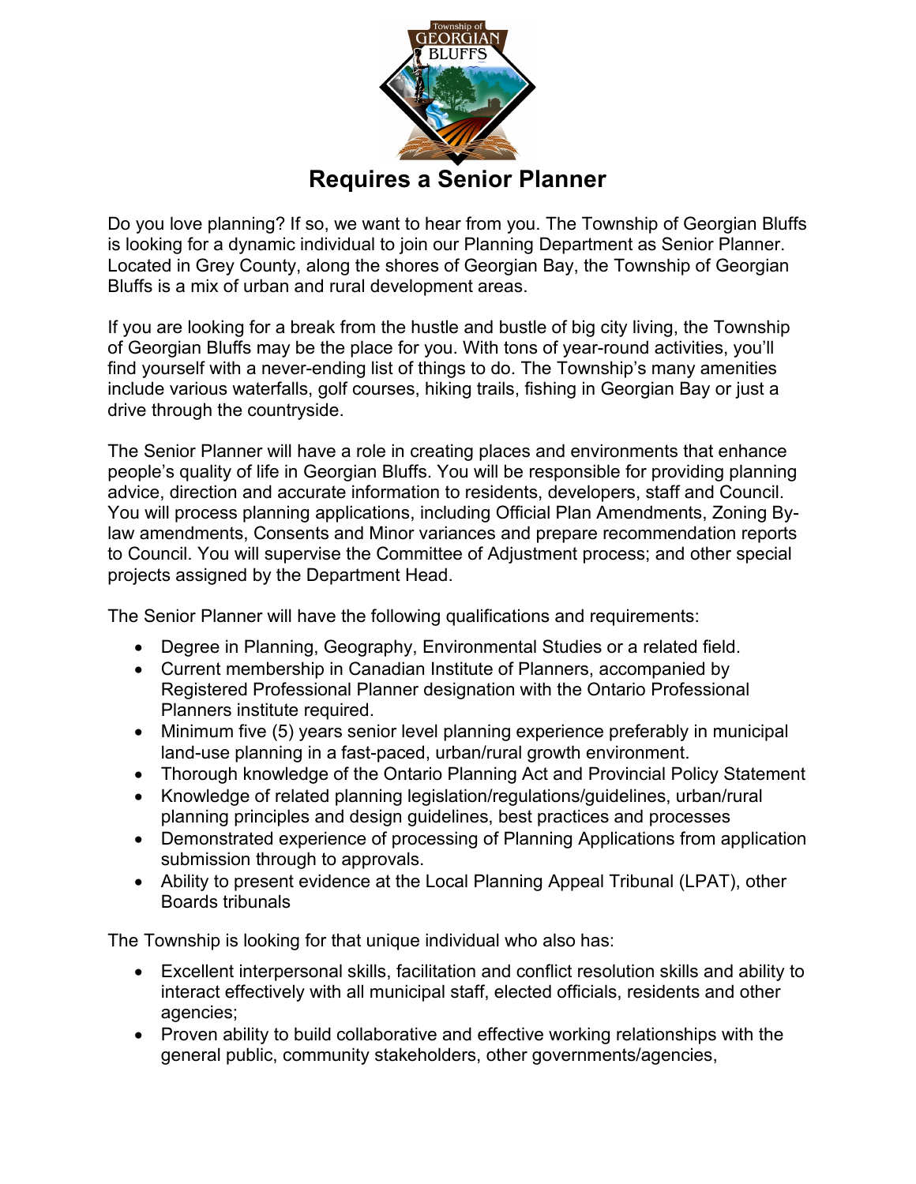Township of GEORGIAN BLUFFS

# Requires a Senior Planner

Do you love planning? If so, we want to hear from you. The Township of Georgian Bluffs is looking for a dynamic individual to join our Planning Department as Senior Planner. Located in Grey County, along the shores of Georgian Bay, the Township of Georgian Bluffs is a mix of urban and rural development areas.

If you are looking for a break from the hustle and bustle of big city living, the Township of Georgian Bluffs may be the place for you. With tons of year-round activities, you'll find yourself with a never-ending list of things to do. The Township's many amenities include various waterfalls, golf courses, hiking trails, fishing in Georgian Bay or just a drive through the countryside.

The Senior Planner will have a role in creating places and environments that enhance people's quality of life in Georgian Bluffs. You will be responsible for providing planning advice, direction and accurate information to residents, developers, staff and Council. You will process planning applications, including Official Plan Amendments, Zoning By-law amendments, Consents and Minor variances and prepare recommendation reports to Council. You will supervise the Committee of Adjustment process; and other special projects assigned by the Department Head.

The Senior Planner will have the following qualifications and requirements:

- Degree in Planning, Geography, Environmental Studies or a related field.
- Current membership in Canadian Institute of Planners, accompanied by Registered Professional Planner designation with the Ontario Professional Planners institute required.
- Minimum five (5) years senior level planning experience preferably in municipal land-use planning in a fast-paced, urban/rural growth environment.
- Thorough knowledge of the Ontario Planning Act and Provincial Policy Statement
- Knowledge of related planning legislation/regulations/guidelines, urban/rural planning principles and design guidelines, best practices and processes
- Demonstrated experience of processing of Planning Applications from application submission through to approvals.
- Ability to present evidence at the Local Planning Appeal Tribunal (LPAT), other Boards tribunals

The Township is looking for that unique individual who also has:

- Excellent interpersonal skills, facilitation and conflict resolution skills and ability to interact effectively with all municipal staff, elected officials, residents and other agencies;
- Proven ability to build collaborative and effective working relationships with the general public, community stakeholders, other governments/agencies,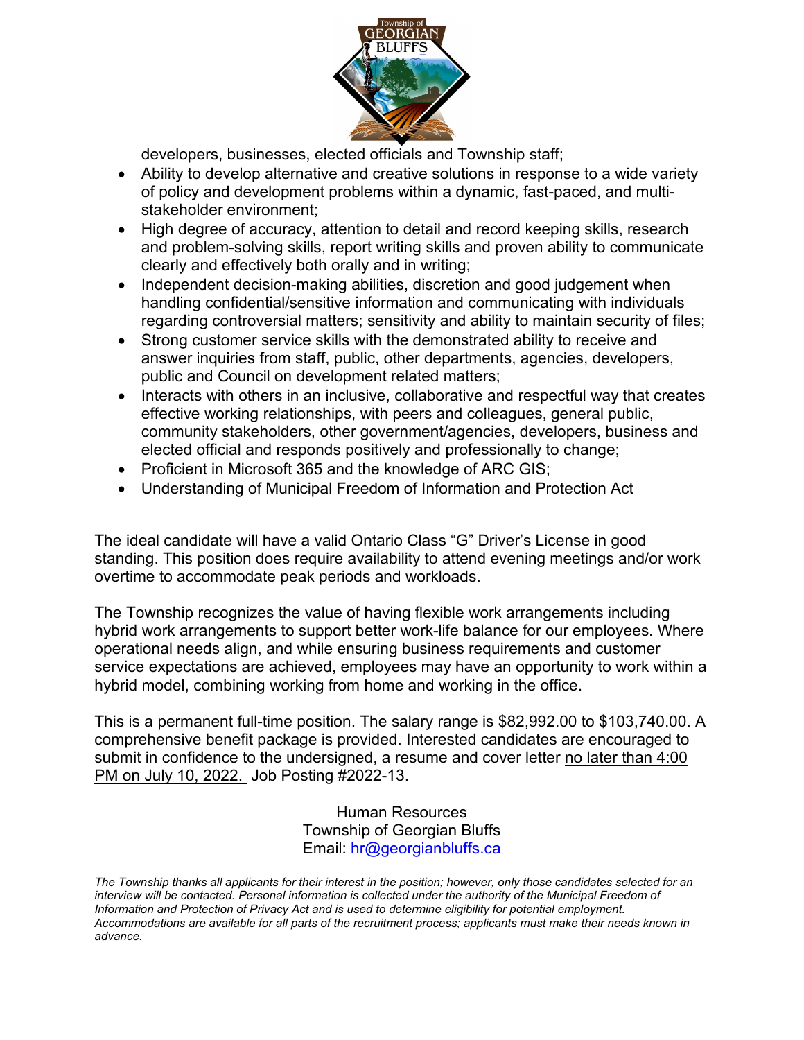developers, businesses, elected officials and Township staff;

- Ability to develop alternative and creative solutions in response to a wide variety of policy and development problems within a dynamic, fast-paced, and multi-stakeholder environment;
- High degree of accuracy, attention to detail and record keeping skills, research and problem-solving skills, report writing skills and proven ability to communicate clearly and effectively both orally and in writing;
- Independent decision-making abilities, discretion and good judgement when handling confidential/sensitive information and communicating with individuals regarding controversial matters; sensitivity and ability to maintain security of files;
- Strong customer service skills with the demonstrated ability to receive and answer inquiries from staff, public, other departments, agencies, developers, public and Council on development related matters;
- Interacts with others in an inclusive, collaborative and respectful way that creates effective working relationships, with peers and colleagues, general public, community stakeholders, other government/agencies, developers, business and elected official and responds positively and professionally to change;
- Proficient in Microsoft 365 and the knowledge of ARC GIS;
- Understanding of Municipal Freedom of Information and Protection Act

The ideal candidate will have a valid Ontario Class "G" Driver's License in good standing. This position does require availability to attend evening meetings and/or work overtime to accommodate peak periods and workloads.

The Township recognizes the value of having flexible work arrangements including hybrid work arrangements to support better work-life balance for our employees. Where operational needs align, and while ensuring business requirements and customer service expectations are achieved, employees may have an opportunity to work within a hybrid model, combining working from home and working in the office.

This is a permanent full-time position. The salary range is $82,992.00 to $103,740.00. A comprehensive benefit package is provided. Interested candidates are encouraged to submit in confidence to the undersigned, a resume and cover letter no later than 4:00 PM on July 10, 2022. Job Posting #2022-13.

Human Resources
Township of Georgian Bluffs
Email: hr@georgianbluffs.ca

*The Township thanks all applicants for their interest in the position; however, only those candidates selected for an interview will be contacted. Personal information is collected under the authority of the Municipal Freedom of Information and Protection of Privacy Act and is used to determine eligibility for potential employment. Accommodations are available for all parts of the recruitment process; applicants must make their needs known in advance.*